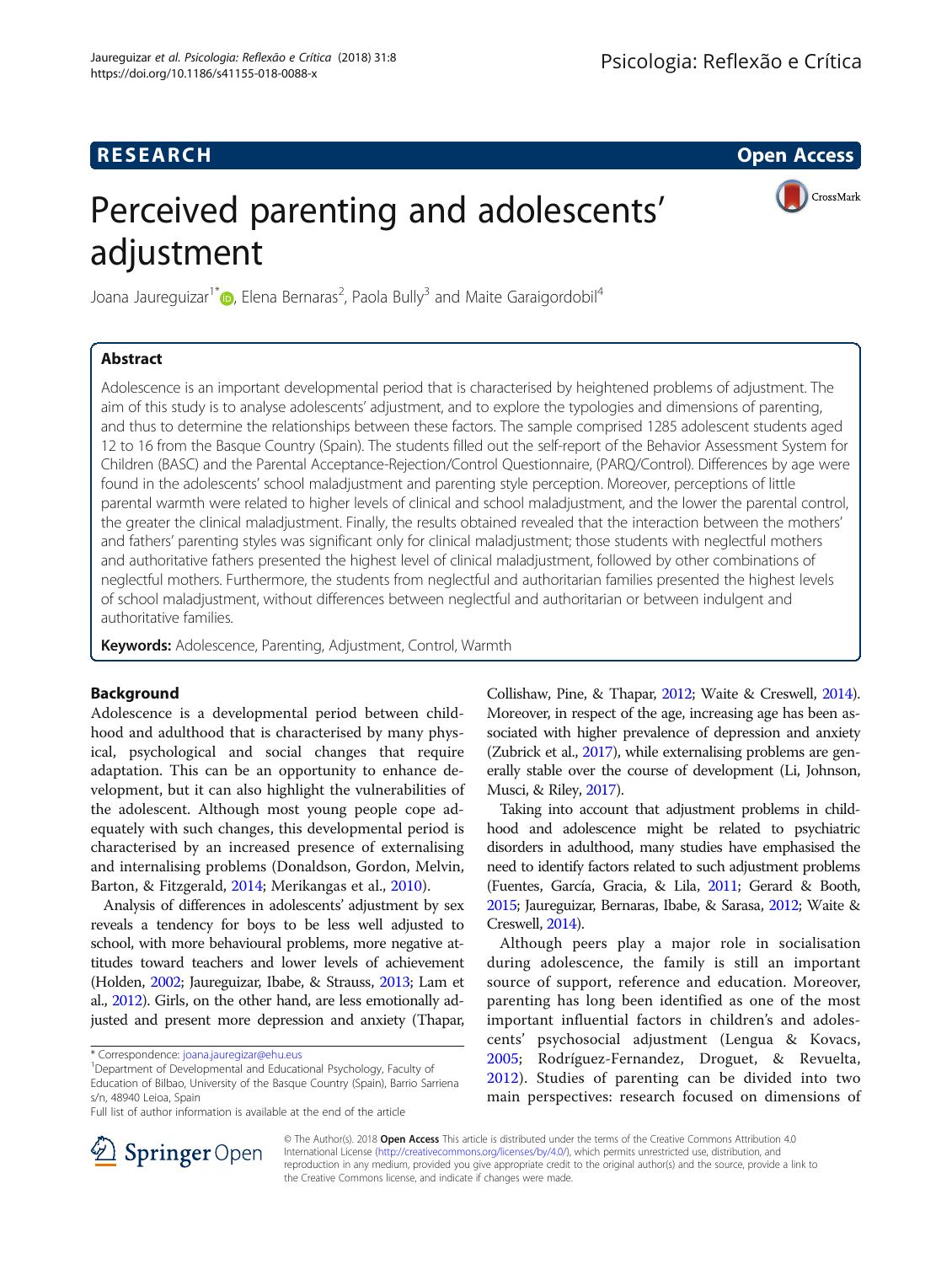RESEARCH

Open Access

# Perceived parenting and adolescents' adjustment

Joana Jaureguizar[1*], Elena Bernaras[2], Paola Bully[3] and Maite Garaigordobil[4]

## Abstract

Adolescence is an important developmental period that is characterised by heightened problems of adjustment. The aim of this study is to analyse adolescents' adjustment, and to explore the typologies and dimensions of parenting, and thus to determine the relationships between these factors. The sample comprised 1285 adolescent students aged 12 to 16 from the Basque Country (Spain). The students filled out the self-report of the Behavior Assessment System for Children (BASC) and the Parental Acceptance-Rejection/Control Questionnaire, (PARQ/Control). Differences by age were found in the adolescents' school maladjustment and parenting style perception. Moreover, perceptions of little parental warmth were related to higher levels of clinical and school maladjustment, and the lower the parental control, the greater the clinical maladjustment. Finally, the results obtained revealed that the interaction between the mothers' and fathers' parenting styles was significant only for clinical maladjustment; those students with neglectful mothers and authoritative fathers presented the highest level of clinical maladjustment, followed by other combinations of neglectful mothers. Furthermore, the students from neglectful and authoritarian families presented the highest levels of school maladjustment, without differences between neglectful and authoritarian or between indulgent and authoritative families.

**Keywords:** Adolescence, Parenting, Adjustment, Control, Warmth

## Background

Adolescence is a developmental period between childhood and adulthood that is characterised by many physical, psychological and social changes that require adaptation. This can be an opportunity to enhance development, but it can also highlight the vulnerabilities of the adolescent. Although most young people cope adequately with such changes, this developmental period is characterised by an increased presence of externalising and internalising problems (Donaldson, Gordon, Melvin, Barton, & Fitzgerald, 2014; Merikangas et al., 2010).

Analysis of differences in adolescents' adjustment by sex reveals a tendency for boys to be less well adjusted to school, with more behavioural problems, more negative attitudes toward teachers and lower levels of achievement (Holden, 2002; Jaureguizar, Ibabe, & Strauss, 2013; Lam et al., 2012). Girls, on the other hand, are less emotionally adjusted and present more depression and anxiety (Thapar, Collishaw, Pine, & Thapar, 2012; Waite & Creswell, 2014). Moreover, in respect of the age, increasing age has been associated with higher prevalence of depression and anxiety (Zubrick et al., 2017), while externalising problems are generally stable over the course of development (Li, Johnson, Musci, & Riley, 2017).

Taking into account that adjustment problems in childhood and adolescence might be related to psychiatric disorders in adulthood, many studies have emphasised the need to identify factors related to such adjustment problems (Fuentes, García, Gracia, & Lila, 2011; Gerard & Booth, 2015; Jaureguizar, Bernaras, Ibabe, & Sarasa, 2012; Waite & Creswell, 2014).

Although peers play a major role in socialisation during adolescence, the family is still an important source of support, reference and education. Moreover, parenting has long been identified as one of the most important influential factors in children's and adolescents' psychosocial adjustment (Lengua & Kovacs, 2005; Rodríguez-Fernandez, Droguet, & Revuelta, 2012). Studies of parenting can be divided into two main perspectives: research focused on dimensions of

---

\* Correspondence: joana.jaureguizar@ehu.eus
[1]Department of Developmental and Educational Psychology, Faculty of Education of Bilbao, University of the Basque Country (Spain), Barrio Sarriena s/n, 48940 Leioa, Spain
Full list of author information is available at the end of the article

© The Author(s). 2018 **Open Access** This article is distributed under the terms of the Creative Commons Attribution 4.0 International License (http://creativecommons.org/licenses/by/4.0/), which permits unrestricted use, distribution, and reproduction in any medium, provided you give appropriate credit to the original author(s) and the source, provide a link to the Creative Commons license, and indicate if changes were made.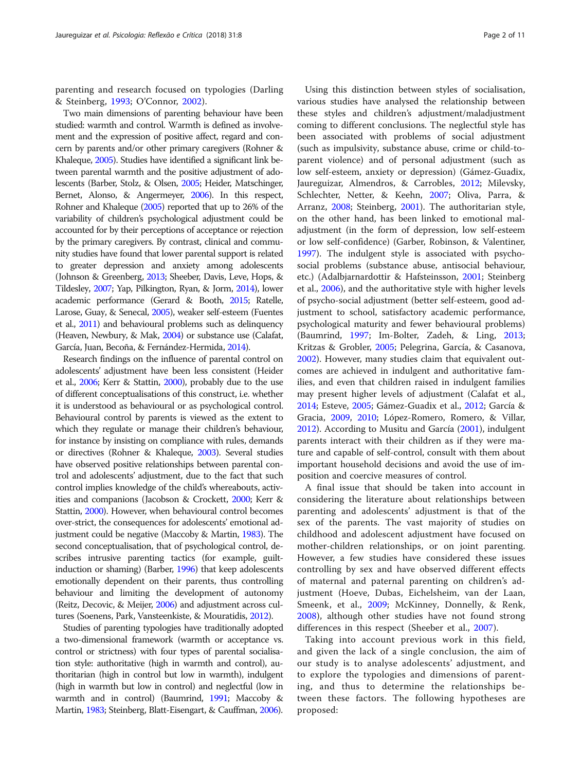parenting and research focused on typologies (Darling & Steinberg, 1993; O'Connor, 2002).

Two main dimensions of parenting behaviour have been studied: warmth and control. Warmth is defined as involvement and the expression of positive affect, regard and concern by parents and/or other primary caregivers (Rohner & Khaleque, 2005). Studies have identified a significant link between parental warmth and the positive adjustment of adolescents (Barber, Stolz, & Olsen, 2005; Heider, Matschinger, Bernet, Alonso, & Angermeyer, 2006). In this respect, Rohner and Khaleque (2005) reported that up to 26% of the variability of children's psychological adjustment could be accounted for by their perceptions of acceptance or rejection by the primary caregivers. By contrast, clinical and community studies have found that lower parental support is related to greater depression and anxiety among adolescents (Johnson & Greenberg, 2013; Sheeber, Davis, Leve, Hops, & Tildesley, 2007; Yap, Pilkington, Ryan, & Jorm, 2014), lower academic performance (Gerard & Booth, 2015; Ratelle, Larose, Guay, & Senecal, 2005), weaker self-esteem (Fuentes et al., 2011) and behavioural problems such as delinquency (Heaven, Newbury, & Mak, 2004) or substance use (Calafat, García, Juan, Becoña, & Fernández-Hermida, 2014).

Research findings on the influence of parental control on adolescents' adjustment have been less consistent (Heider et al., 2006; Kerr & Stattin, 2000), probably due to the use of different conceptualisations of this construct, i.e. whether it is understood as behavioural or as psychological control. Behavioural control by parents is viewed as the extent to which they regulate or manage their children's behaviour, for instance by insisting on compliance with rules, demands or directives (Rohner & Khaleque, 2003). Several studies have observed positive relationships between parental control and adolescents' adjustment, due to the fact that such control implies knowledge of the child's whereabouts, activities and companions (Jacobson & Crockett, 2000; Kerr & Stattin, 2000). However, when behavioural control becomes over-strict, the consequences for adolescents' emotional adjustment could be negative (Maccoby & Martin, 1983). The second conceptualisation, that of psychological control, describes intrusive parenting tactics (for example, guilt-induction or shaming) (Barber, 1996) that keep adolescents emotionally dependent on their parents, thus controlling behaviour and limiting the development of autonomy (Reitz, Decovic, & Meijer, 2006) and adjustment across cultures (Soenens, Park, Vansteenkiste, & Mouratidis, 2012).

Studies of parenting typologies have traditionally adopted a two-dimensional framework (warmth or acceptance vs. control or strictness) with four types of parental socialisation style: authoritative (high in warmth and control), authoritarian (high in control but low in warmth), indulgent (high in warmth but low in control) and neglectful (low in warmth and in control) (Baumrind, 1991; Maccoby & Martin, 1983; Steinberg, Blatt-Eisengart, & Cauffman, 2006).

Using this distinction between styles of socialisation, various studies have analysed the relationship between these styles and children's adjustment/maladjustment coming to different conclusions. The neglectful style has been associated with problems of social adjustment (such as impulsivity, substance abuse, crime or child-to-parent violence) and of personal adjustment (such as low self-esteem, anxiety or depression) (Gámez-Guadix, Jaureguizar, Almendros, & Carrobles, 2012; Milevsky, Schlechter, Netter, & Keehn, 2007; Oliva, Parra, & Arranz, 2008; Steinberg, 2001). The authoritarian style, on the other hand, has been linked to emotional maladjustment (in the form of depression, low self-esteem or low self-confidence) (Garber, Robinson, & Valentiner, 1997). The indulgent style is associated with psychosocial problems (substance abuse, antisocial behaviour, etc.) (Adalbjarnardottir & Hafsteinsson, 2001; Steinberg et al., 2006), and the authoritative style with higher levels of psycho-social adjustment (better self-esteem, good adjustment to school, satisfactory academic performance, psychological maturity and fewer behavioural problems) (Baumrind, 1997; Im-Bolter, Zadeh, & Ling, 2013; Kritzas & Grobler, 2005; Pelegrina, García, & Casanova, 2002). However, many studies claim that equivalent outcomes are achieved in indulgent and authoritative families, and even that children raised in indulgent families may present higher levels of adjustment (Calafat et al., 2014; Esteve, 2005; Gámez-Guadix et al., 2012; García & Gracia, 2009, 2010; López-Romero, Romero, & Villar, 2012). According to Musitu and García (2001), indulgent parents interact with their children as if they were mature and capable of self-control, consult with them about important household decisions and avoid the use of imposition and coercive measures of control.

A final issue that should be taken into account in considering the literature about relationships between parenting and adolescents' adjustment is that of the sex of the parents. The vast majority of studies on childhood and adolescent adjustment have focused on mother-children relationships, or on joint parenting. However, a few studies have considered these issues controlling by sex and have observed different effects of maternal and paternal parenting on children's adjustment (Hoeve, Dubas, Eichelsheim, van der Laan, Smeenk, et al., 2009; McKinney, Donnelly, & Renk, 2008), although other studies have not found strong differences in this respect (Sheeber et al., 2007).

Taking into account previous work in this field, and given the lack of a single conclusion, the aim of our study is to analyse adolescents' adjustment, and to explore the typologies and dimensions of parenting, and thus to determine the relationships between these factors. The following hypotheses are proposed: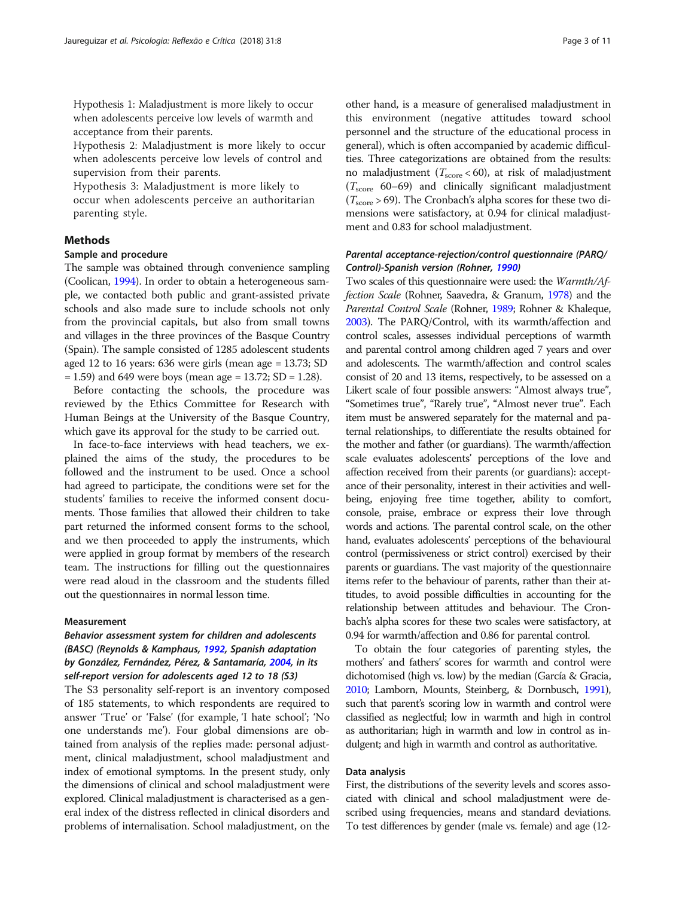Hypothesis 1: Maladjustment is more likely to occur when adolescents perceive low levels of warmth and acceptance from their parents.

Hypothesis 2: Maladjustment is more likely to occur when adolescents perceive low levels of control and supervision from their parents.

Hypothesis 3: Maladjustment is more likely to occur when adolescents perceive an authoritarian parenting style.

## Methods

### Sample and procedure

The sample was obtained through convenience sampling (Coolican, 1994). In order to obtain a heterogeneous sample, we contacted both public and grant-assisted private schools and also made sure to include schools not only from the provincial capitals, but also from small towns and villages in the three provinces of the Basque Country (Spain). The sample consisted of 1285 adolescent students aged 12 to 16 years: 636 were girls (mean age = 13.73; SD = 1.59) and 649 were boys (mean age = 13.72; SD = 1.28).

Before contacting the schools, the procedure was reviewed by the Ethics Committee for Research with Human Beings at the University of the Basque Country, which gave its approval for the study to be carried out.

In face-to-face interviews with head teachers, we explained the aims of the study, the procedures to be followed and the instrument to be used. Once a school had agreed to participate, the conditions were set for the students' families to receive the informed consent documents. Those families that allowed their children to take part returned the informed consent forms to the school, and we then proceeded to apply the instruments, which were applied in group format by members of the research team. The instructions for filling out the questionnaires were read aloud in the classroom and the students filled out the questionnaires in normal lesson time.

### Measurement

#### *Behavior assessment system for children and adolescents (BASC) (Reynolds & Kamphaus, 1992, Spanish adaptation by González, Fernández, Pérez, & Santamaría, 2004, in its self-report version for adolescents aged 12 to 18 (S3)*

The S3 personality self-report is an inventory composed of 185 statements, to which respondents are required to answer 'True' or 'False' (for example, 'I hate school'; 'No one understands me'). Four global dimensions are obtained from analysis of the replies made: personal adjustment, clinical maladjustment, school maladjustment and index of emotional symptoms. In the present study, only the dimensions of clinical and school maladjustment were explored. Clinical maladjustment is characterised as a general index of the distress reflected in clinical disorders and problems of internalisation. School maladjustment, on the other hand, is a measure of generalised maladjustment in this environment (negative attitudes toward school personnel and the structure of the educational process in general), which is often accompanied by academic difficulties. Three categorizations are obtained from the results: no maladjustment ($T_{\text{score}} < 60$), at risk of maladjustment ($T_{\text{score}}$ 60–69) and clinically significant maladjustment ($T_{\text{score}} > 69$). The Cronbach's alpha scores for these two dimensions were satisfactory, at 0.94 for clinical maladjustment and 0.83 for school maladjustment.

#### *Parental acceptance-rejection/control questionnaire (PARQ/Control)-Spanish version (Rohner, 1990)*

Two scales of this questionnaire were used: the *Warmth/Affection Scale* (Rohner, Saavedra, & Granum, 1978) and the *Parental Control Scale* (Rohner, 1989; Rohner & Khaleque, 2003). The PARQ/Control, with its warmth/affection and control scales, assesses individual perceptions of warmth and parental control among children aged 7 years and over and adolescents. The warmth/affection and control scales consist of 20 and 13 items, respectively, to be assessed on a Likert scale of four possible answers: "Almost always true", "Sometimes true", "Rarely true", "Almost never true". Each item must be answered separately for the maternal and paternal relationships, to differentiate the results obtained for the mother and father (or guardians). The warmth/affection scale evaluates adolescents' perceptions of the love and affection received from their parents (or guardians): acceptance of their personality, interest in their activities and well-being, enjoying free time together, ability to comfort, console, praise, embrace or express their love through words and actions. The parental control scale, on the other hand, evaluates adolescents' perceptions of the behavioural control (permissiveness or strict control) exercised by their parents or guardians. The vast majority of the questionnaire items refer to the behaviour of parents, rather than their attitudes, to avoid possible difficulties in accounting for the relationship between attitudes and behaviour. The Cronbach's alpha scores for these two scales were satisfactory, at 0.94 for warmth/affection and 0.86 for parental control.

To obtain the four categories of parenting styles, the mothers' and fathers' scores for warmth and control were dichotomised (high vs. low) by the median (García & Gracia, 2010; Lamborn, Mounts, Steinberg, & Dornbusch, 1991), such that parent's scoring low in warmth and control were classified as neglectful; low in warmth and high in control as authoritarian; high in warmth and low in control as indulgent; and high in warmth and control as authoritative.

### Data analysis

First, the distributions of the severity levels and scores associated with clinical and school maladjustment were described using frequencies, means and standard deviations. To test differences by gender (male vs. female) and age (12-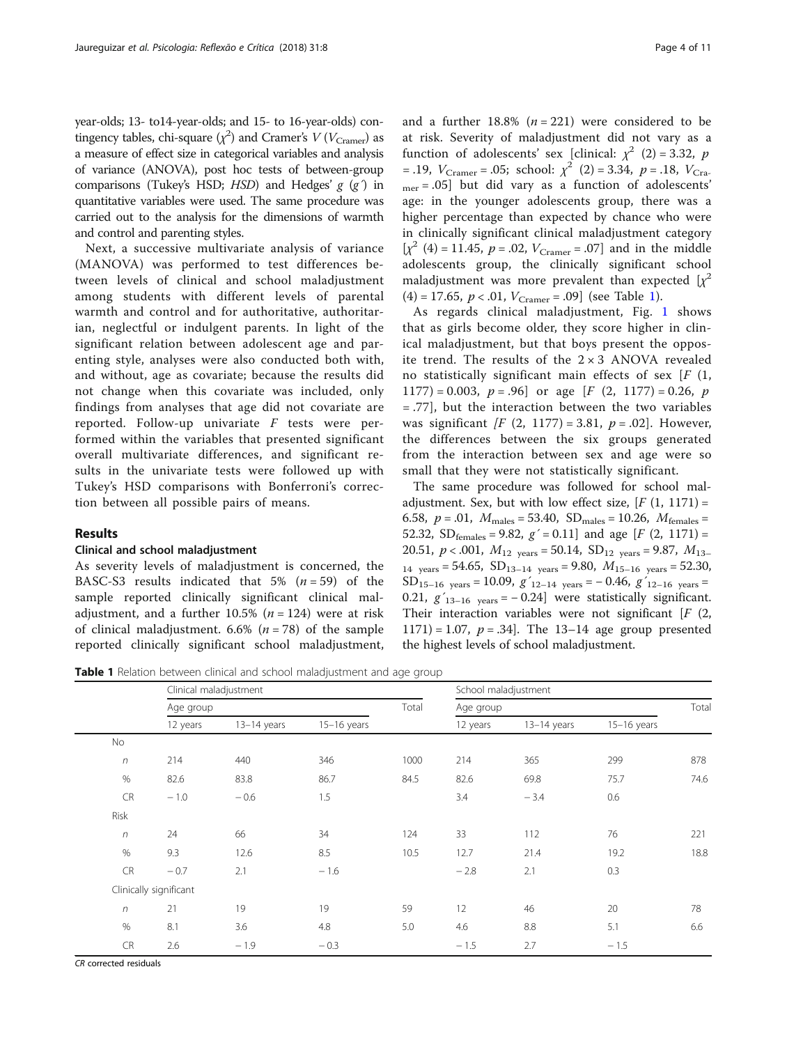year-olds; 13- to14-year-olds; and 15- to 16-year-olds) contingency tables, chi-square ($\chi^2$) and Cramer's $V$ ($V_{\text{Cramer}}$) as a measure of effect size in categorical variables and analysis of variance (ANOVA), post hoc tests of between-group comparisons (Tukey's HSD; *HSD*) and Hedges' $g$ ($g'$) in quantitative variables were used. The same procedure was carried out to the analysis for the dimensions of warmth and control and parenting styles.

Next, a successive multivariate analysis of variance (MANOVA) was performed to test differences between levels of clinical and school maladjustment among students with different levels of parental warmth and control and for authoritative, authoritarian, neglectful or indulgent parents. In light of the significant relation between adolescent age and parenting style, analyses were also conducted both with, and without, age as covariate; because the results did not change when this covariate was included, only findings from analyses that age did not covariate are reported. Follow-up univariate $F$ tests were performed within the variables that presented significant overall multivariate differences, and significant results in the univariate tests were followed up with Tukey's HSD comparisons with Bonferroni's correction between all possible pairs of means.

## Results

### Clinical and school maladjustment

As severity levels of maladjustment is concerned, the BASC-S3 results indicated that 5% ($n = 59$) of the sample reported clinically significant clinical maladjustment, and a further 10.5% ($n = 124$) were at risk of clinical maladjustment. 6.6% ($n = 78$) of the sample reported clinically significant school maladjustment, and a further 18.8% ($n = 221$) were considered to be at risk. Severity of maladjustment did not vary as a function of adolescents' sex [clinical: $\chi^2$ (2) = 3.32, $p$ = .19, $V_{\text{Cramer}}$ = .05; school: $\chi^2$ (2) = 3.34, $p$ = .18, $V_{\text{Cramer}}$ = .05] but did vary as a function of adolescents' age: in the younger adolescents group, there was a higher percentage than expected by chance who were in clinically significant clinical maladjustment category [$\chi^2$ (4) = 11.45, $p$ = .02, $V_{\text{Cramer}}$ = .07] and in the middle adolescents group, the clinically significant school maladjustment was more prevalent than expected [$\chi^2$ (4) = 17.65, $p$ < .01, $V_{\text{Cramer}}$ = .09] (see Table 1).

As regards clinical maladjustment, Fig. 1 shows that as girls become older, they score higher in clinical maladjustment, but that boys present the opposite trend. The results of the 2 × 3 ANOVA revealed no statistically significant main effects of sex [$F$ (1, 1177) = 0.003, $p$ = .96] or age [$F$ (2, 1177) = 0.26, $p$ = .77], but the interaction between the two variables was significant [$F$ (2, 1177) = 3.81, $p$ = .02]. However, the differences between the six groups generated from the interaction between sex and age were so small that they were not statistically significant.

The same procedure was followed for school maladjustment. Sex, but with low effect size, [$F$ (1, 1171) = 6.58, $p$ = .01, $M_{\text{males}}$ = 53.40, $\text{SD}_{\text{males}}$ = 10.26, $M_{\text{females}}$ = 52.32, $\text{SD}_{\text{females}}$ = 9.82, $g'$ = 0.11] and age [$F$ (2, 1171) = 20.51, $p$ < .001, $M_{12\ \text{years}}$ = 50.14, $\text{SD}_{12\ \text{years}}$ = 9.87, $M_{13\text{–}14\ \text{years}}$ = 54.65, $\text{SD}_{13\text{–}14\ \text{years}}$ = 9.80, $M_{15\text{–}16\ \text{years}}$ = 52.30, $\text{SD}_{15\text{–}16\ \text{years}}$ = 10.09, $g'_{12\text{–}14\ \text{years}}$ = − 0.46, $g'_{12\text{–}16\ \text{years}}$ = 0.21, $g'_{13\text{–}16\ \text{years}}$ = − 0.24] were statistically significant. Their interaction variables were not significant [$F$ (2, 1171) = 1.07, $p$ = .34]. The 13–14 age group presented the highest levels of school maladjustment.

**Table 1** Relation between clinical and school maladjustment and age group

| | Clinical maladjustment | | | | School maladjustment | | | |
|---|---|---|---|---|---|---|---|---|
| | Age group | | | Total | Age group | | | Total |
| | 12 years | 13–14 years | 15–16 years | | 12 years | 13–14 years | 15–16 years | |
| No | | | | | | | | |
| *n* | 214 | 440 | 346 | 1000 | 214 | 365 | 299 | 878 |
| % | 82.6 | 83.8 | 86.7 | 84.5 | 82.6 | 69.8 | 75.7 | 74.6 |
| CR | − 1.0 | − 0.6 | 1.5 | | 3.4 | − 3.4 | 0.6 | |
| Risk | | | | | | | | |
| *n* | 24 | 66 | 34 | 124 | 33 | 112 | 76 | 221 |
| % | 9.3 | 12.6 | 8.5 | 10.5 | 12.7 | 21.4 | 19.2 | 18.8 |
| CR | − 0.7 | 2.1 | − 1.6 | | − 2.8 | 2.1 | 0.3 | |
| Clinically significant | | | | | | | | |
| *n* | 21 | 19 | 19 | 59 | 12 | 46 | 20 | 78 |
| % | 8.1 | 3.6 | 4.8 | 5.0 | 4.6 | 8.8 | 5.1 | 6.6 |
| CR | 2.6 | − 1.9 | − 0.3 | | − 1.5 | 2.7 | − 1.5 | |

*CR* corrected residuals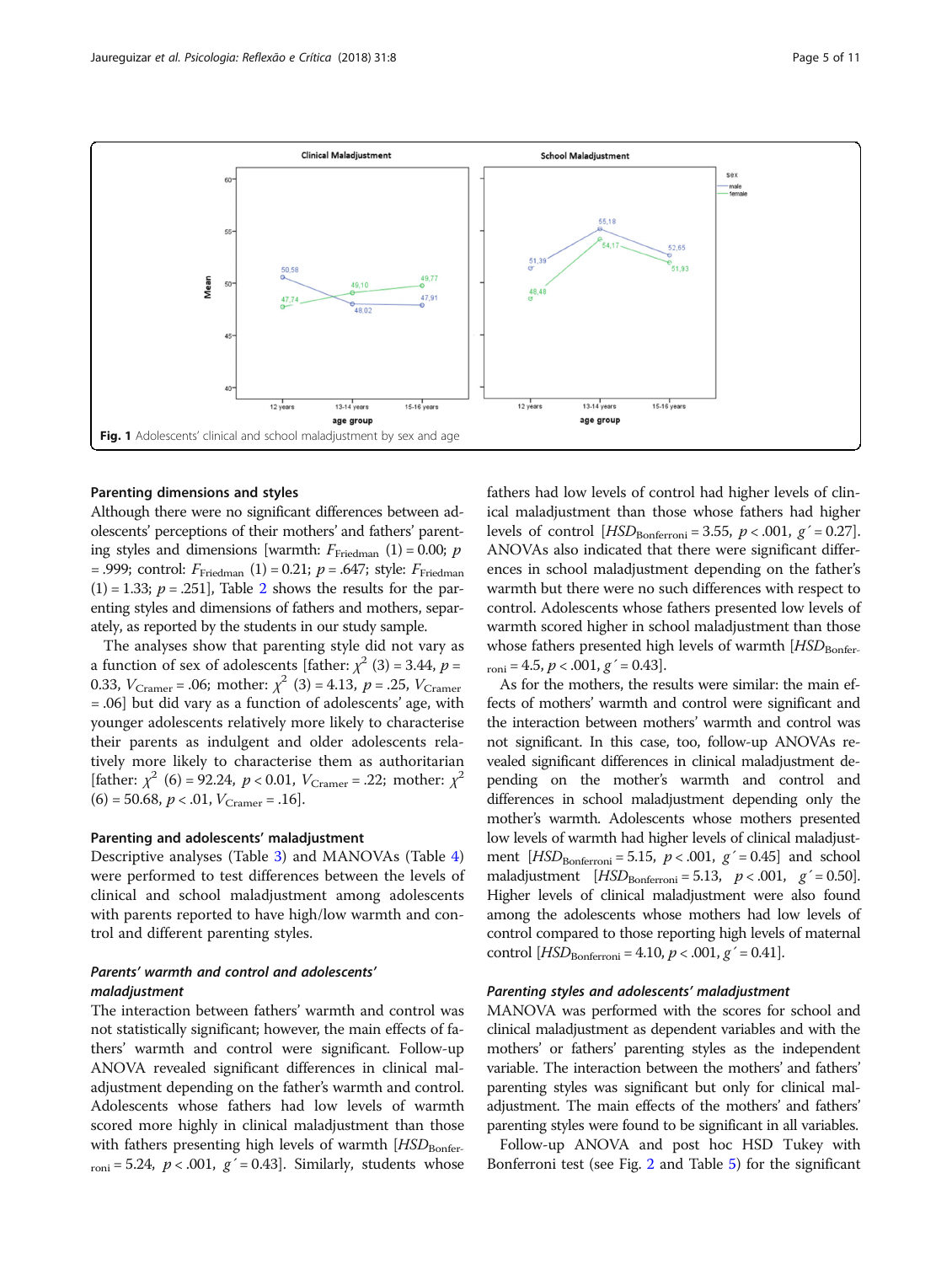Fig. 1 Adolescents' clinical and school maladjustment by sex and age

#### Parenting dimensions and styles

Although there were no significant differences between adolescents' perceptions of their mothers' and fathers' parenting styles and dimensions [warmth: $F_{\text{Friedman}}$ (1) = 0.00; $p$ = .999; control: $F_{\text{Friedman}}$ (1) = 0.21; $p$ = .647; style: $F_{\text{Friedman}}$ (1) = 1.33; $p$ = .251], Table 2 shows the results for the parenting styles and dimensions of fathers and mothers, separately, as reported by the students in our study sample.

The analyses show that parenting style did not vary as a function of sex of adolescents [father: $\chi^2$ (3) = 3.44, $p$ = 0.33, $V_{\text{Cramer}}$ = .06; mother: $\chi^2$ (3) = 4.13, $p$ = .25, $V_{\text{Cramer}}$ = .06] but did vary as a function of adolescents' age, with younger adolescents relatively more likely to characterise their parents as indulgent and older adolescents relatively more likely to characterise them as authoritarian [father: $\chi^2$ (6) = 92.24, $p < 0.01$, $V_{\text{Cramer}}$ = .22; mother: $\chi^2$ (6) = 50.68, $p < .01$, $V_{\text{Cramer}}$ = .16].

#### Parenting and adolescents' maladjustment

Descriptive analyses (Table 3) and MANOVAs (Table 4) were performed to test differences between the levels of clinical and school maladjustment among adolescents with parents reported to have high/low warmth and control and different parenting styles.

##### *Parents' warmth and control and adolescents' maladjustment*

The interaction between fathers' warmth and control was not statistically significant; however, the main effects of fathers' warmth and control were significant. Follow-up ANOVA revealed significant differences in clinical maladjustment depending on the father's warmth and control. Adolescents whose fathers had low levels of warmth scored more highly in clinical maladjustment than those with fathers presenting high levels of warmth [$HSD_{\text{Bonferroni}}$ = 5.24, $p < .001$, $g'$ = 0.43]. Similarly, students whose fathers had low levels of control had higher levels of clinical maladjustment than those whose fathers had higher levels of control [$HSD_{\text{Bonferroni}}$ = 3.55, $p < .001$, $g'$ = 0.27]. ANOVAs also indicated that there were significant differences in school maladjustment depending on the father's warmth but there were no such differences with respect to control. Adolescents whose fathers presented low levels of warmth scored higher in school maladjustment than those whose fathers presented high levels of warmth [$HSD_{\text{Bonferroni}}$ = 4.5, $p < .001$, $g'$ = 0.43].

As for the mothers, the results were similar: the main effects of mothers' warmth and control were significant and the interaction between mothers' warmth and control was not significant. In this case, too, follow-up ANOVAs revealed significant differences in clinical maladjustment depending on the mother's warmth and control and differences in school maladjustment depending only the mother's warmth. Adolescents whose mothers presented low levels of warmth had higher levels of clinical maladjustment [$HSD_{\text{Bonferroni}}$ = 5.15, $p < .001$, $g'$ = 0.45] and school maladjustment [$HSD_{\text{Bonferroni}}$ = 5.13, $p < .001$, $g'$ = 0.50]. Higher levels of clinical maladjustment were also found among the adolescents whose mothers had low levels of control compared to those reporting high levels of maternal control [$HSD_{\text{Bonferroni}}$ = 4.10, $p < .001$, $g'$ = 0.41].

##### *Parenting styles and adolescents' maladjustment*

MANOVA was performed with the scores for school and clinical maladjustment as dependent variables and with the mothers' or fathers' parenting styles as the independent variable. The interaction between the mothers' and fathers' parenting styles was significant but only for clinical maladjustment. The main effects of the mothers' and fathers' parenting styles were found to be significant in all variables.

Follow-up ANOVA and post hoc HSD Tukey with Bonferroni test (see Fig. 2 and Table 5) for the significant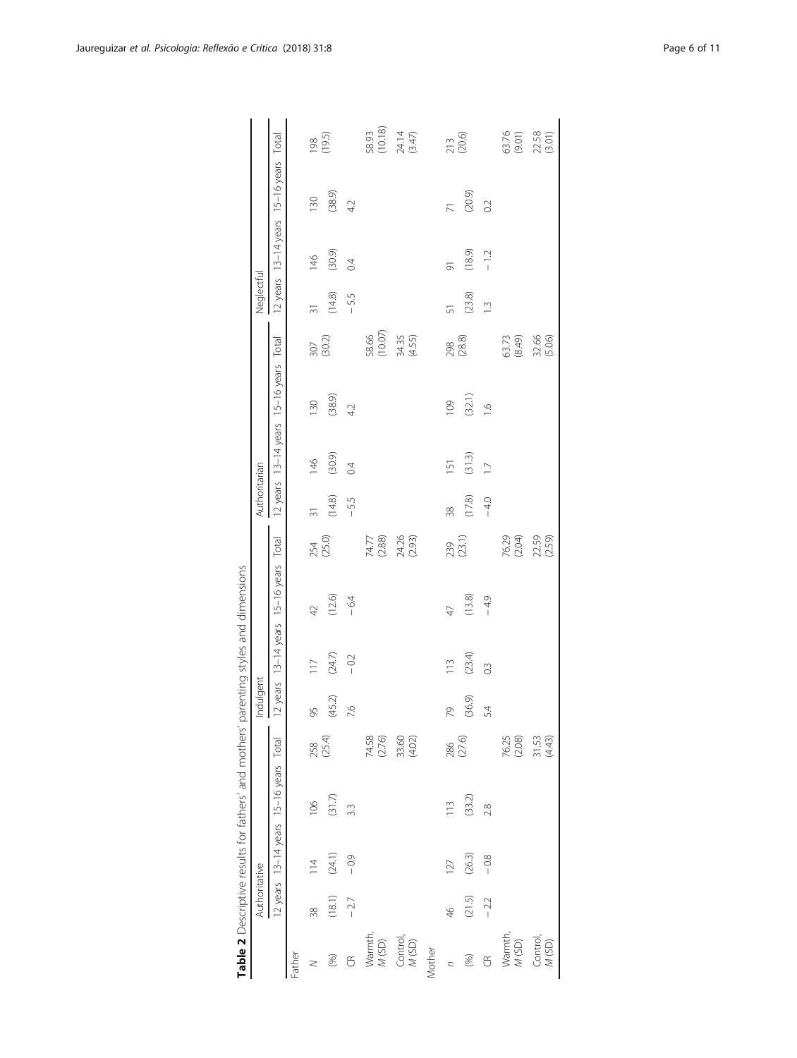**Table 2** Descriptive results for fathers' and mothers' parenting styles and dimensions

| | Authoritative | | | | Indulgent | | | | Authoritarian | | | | Neglectful | | | |
|---|---|---|---|---|---|---|---|---|---|---|---|---|---|---|---|---|
| | 12 years | 13–14 years | 15–16 years | Total | 12 years | 13–14 years | 15–16 years | Total | 12 years | 13–14 years | 15–16 years | Total | 12 years | 13–14 years | 15–16 years | Total |
| Father | | | | | | | | | | | | | | | | |
| *N* | 38 | 114 | 106 | 258 | 95 | 117 | 42 | 254 | 31 | 146 | 130 | 307 | 31 | 146 | 130 | 198 |
| (%) | (18.1) | (24.1) | (31.7) | (25.4) | (45.2) | (24.7) | (12.6) | (25.0) | (14.8) | (30.9) | (38.9) | (30.2) | (14.8) | (30.9) | (38.9) | (19.5) |
| CR | −2.7 | −0.9 | 3.3 | | 7.6 | −0.2 | −6.4 | | −5.5 | 0.4 | 4.2 | | −5.5 | 0.4 | 4.2 | |
| Warmth, *M* (SD) | | | | 74.58 (2.76) | | | | 74.77 (2.88) | | | | 58.66 (10.07) | | | | 58.93 (10.18) |
| Control, *M* (SD) | | | | 33.60 (4.02) | | | | 24.26 (2.93) | | | | 34.35 (4.55) | | | | 24.14 (3.47) |
| Mother | | | | | | | | | | | | | | | | |
| *n* | 46 | 127 | 113 | 286 | 79 | 113 | 47 | 239 | 38 | 151 | 109 | 298 | 51 | 91 | 71 | 213 |
| (%) | (21.5) | (26.3) | (33.2) | (27.6) | (36.9) | (23.4) | (13.8) | (23.1) | (17.8) | (31.3) | (32.1) | (28.8) | (23.8) | (18.9) | (20.9) | (20.6) |
| CR | −2.2 | −0.8 | 2.8 | | 5.4 | 0.3 | −4.9 | | −4.0 | 1.7 | 1.6 | | 1.3 | −1.2 | 0.2 | |
| Warmth, *M* (SD) | | | | 76.25 (2.08) | | | | 76.29 (2.04) | | | | 63.73 (8.49) | | | | 63.76 (9.01) |
| Control, *M* (SD) | | | | 31.53 (4.43) | | | | 22.59 (2.59) | | | | 32.66 (5.06) | | | | 22.58 (3.01) |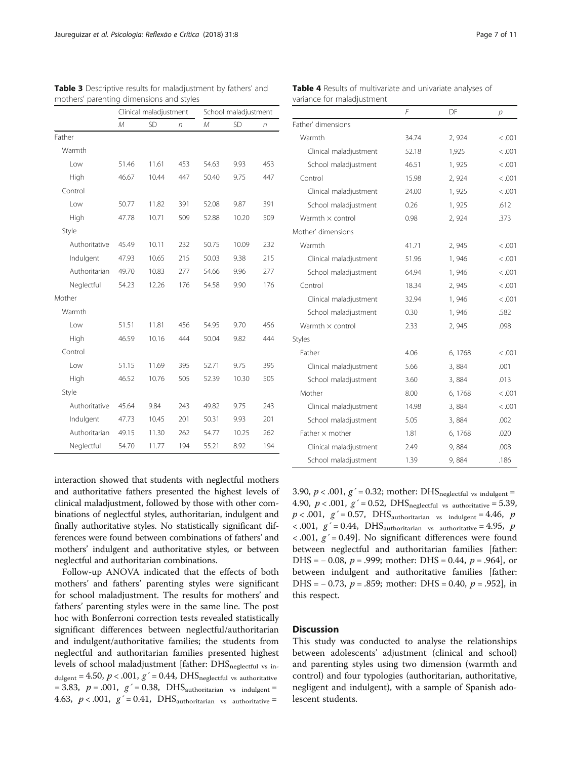**Table 3** Descriptive results for maladjustment by fathers' and mothers' parenting dimensions and styles

| | Clinical maladjustment | | | School maladjustment | | |
|---|---|---|---|---|---|---|
| | *M* | SD | *n* | *M* | SD | *n* |
| Father | | | | | | |
| Warmth | | | | | | |
| Low | 51.46 | 11.61 | 453 | 54.63 | 9.93 | 453 |
| High | 46.67 | 10.44 | 447 | 50.40 | 9.75 | 447 |
| Control | | | | | | |
| Low | 50.77 | 11.82 | 391 | 52.08 | 9.87 | 391 |
| High | 47.78 | 10.71 | 509 | 52.88 | 10.20 | 509 |
| Style | | | | | | |
| Authoritative | 45.49 | 10.11 | 232 | 50.75 | 10.09 | 232 |
| Indulgent | 47.93 | 10.65 | 215 | 50.03 | 9.38 | 215 |
| Authoritarian | 49.70 | 10.83 | 277 | 54.66 | 9.96 | 277 |
| Neglectful | 54.23 | 12.26 | 176 | 54.58 | 9.90 | 176 |
| Mother | | | | | | |
| Warmth | | | | | | |
| Low | 51.51 | 11.81 | 456 | 54.95 | 9.70 | 456 |
| High | 46.59 | 10.16 | 444 | 50.04 | 9.82 | 444 |
| Control | | | | | | |
| Low | 51.15 | 11.69 | 395 | 52.71 | 9.75 | 395 |
| High | 46.52 | 10.76 | 505 | 52.39 | 10.30 | 505 |
| Style | | | | | | |
| Authoritative | 45.64 | 9.84 | 243 | 49.82 | 9.75 | 243 |
| Indulgent | 47.73 | 10.45 | 201 | 50.31 | 9.93 | 201 |
| Authoritarian | 49.15 | 11.30 | 262 | 54.77 | 10.25 | 262 |
| Neglectful | 54.70 | 11.77 | 194 | 55.21 | 8.92 | 194 |

**Table 4** Results of multivariate and univariate analyses of variance for maladjustment

| | *F* | DF | *p* |
|---|---|---|---|
| Father' dimensions | | | |
| Warmth | 34.74 | 2, 924 | < .001 |
| Clinical maladjustment | 52.18 | 1,925 | < .001 |
| School maladjustment | 46.51 | 1, 925 | < .001 |
| Control | 15.98 | 2, 924 | < .001 |
| Clinical maladjustment | 24.00 | 1, 925 | < .001 |
| School maladjustment | 0.26 | 1, 925 | .612 |
| Warmth × control | 0.98 | 2, 924 | .373 |
| Mother' dimensions | | | |
| Warmth | 41.71 | 2, 945 | < .001 |
| Clinical maladjustment | 51.96 | 1, 946 | < .001 |
| School maladjustment | 64.94 | 1, 946 | < .001 |
| Control | 18.34 | 2, 945 | < .001 |
| Clinical maladjustment | 32.94 | 1, 946 | < .001 |
| School maladjustment | 0.30 | 1, 946 | .582 |
| Warmth × control | 2.33 | 2, 945 | .098 |
| Styles | | | |
| Father | 4.06 | 6, 1768 | < .001 |
| Clinical maladjustment | 5.66 | 3, 884 | .001 |
| School maladjustment | 3.60 | 3, 884 | .013 |
| Mother | 8.00 | 6, 1768 | < .001 |
| Clinical maladjustment | 14.98 | 3, 884 | < .001 |
| School maladjustment | 5.05 | 3, 884 | .002 |
| Father × mother | 1.81 | 6, 1768 | .020 |
| Clinical maladjustment | 2.49 | 9, 884 | .008 |
| School maladjustment | 1.39 | 9, 884 | .186 |

interaction showed that students with neglectful mothers and authoritative fathers presented the highest levels of clinical maladjustment, followed by those with other combinations of neglectful styles, authoritarian, indulgent and finally authoritative styles. No statistically significant differences were found between combinations of fathers' and mothers' indulgent and authoritative styles, or between neglectful and authoritarian combinations.

Follow-up ANOVA indicated that the effects of both mothers' and fathers' parenting styles were significant for school maladjustment. The results for mothers' and fathers' parenting styles were in the same line. The post hoc with Bonferroni correction tests revealed statistically significant differences between neglectful/authoritarian and indulgent/authoritative families; the students from neglectful and authoritarian families presented highest levels of school maladjustment [father: $DHS_{neglectful\ vs\ indulgent} = 4.50$, $p < .001$, $g' = 0.44$, $DHS_{neglectful\ vs\ authoritative} = 3.83$, $p = .001$, $g' = 0.38$, $DHS_{authoritarian\ vs\ indulgent} = 4.63$, $p < .001$, $g' = 0.41$, $DHS_{authoritarian\ vs\ authoritative} = 3.90$, $p < .001$, $g' = 0.32$; mother: $DHS_{neglectful\ vs\ indulgent} = 4.90$, $p < .001$, $g' = 0.52$, $DHS_{neglectful\ vs\ authoritative} = 5.39$, $p < .001$, $g' = 0.57$, $DHS_{authoritarian\ vs\ indulgent} = 4.46$, $p < .001$, $g' = 0.44$, $DHS_{authoritarian\ vs\ authoritative} = 4.95$, $p < .001$, $g' = 0.49$]. No significant differences were found between neglectful and authoritarian families [father: $DHS = -0.08$, $p = .999$; mother: $DHS = 0.44$, $p = .964$], or between indulgent and authoritative families [father: $DHS = -0.73$, $p = .859$; mother: $DHS = 0.40$, $p = .952$], in this respect.

## Discussion

This study was conducted to analyse the relationships between adolescents' adjustment (clinical and school) and parenting styles using two dimension (warmth and control) and four typologies (authoritarian, authoritative, negligent and indulgent), with a sample of Spanish adolescent students.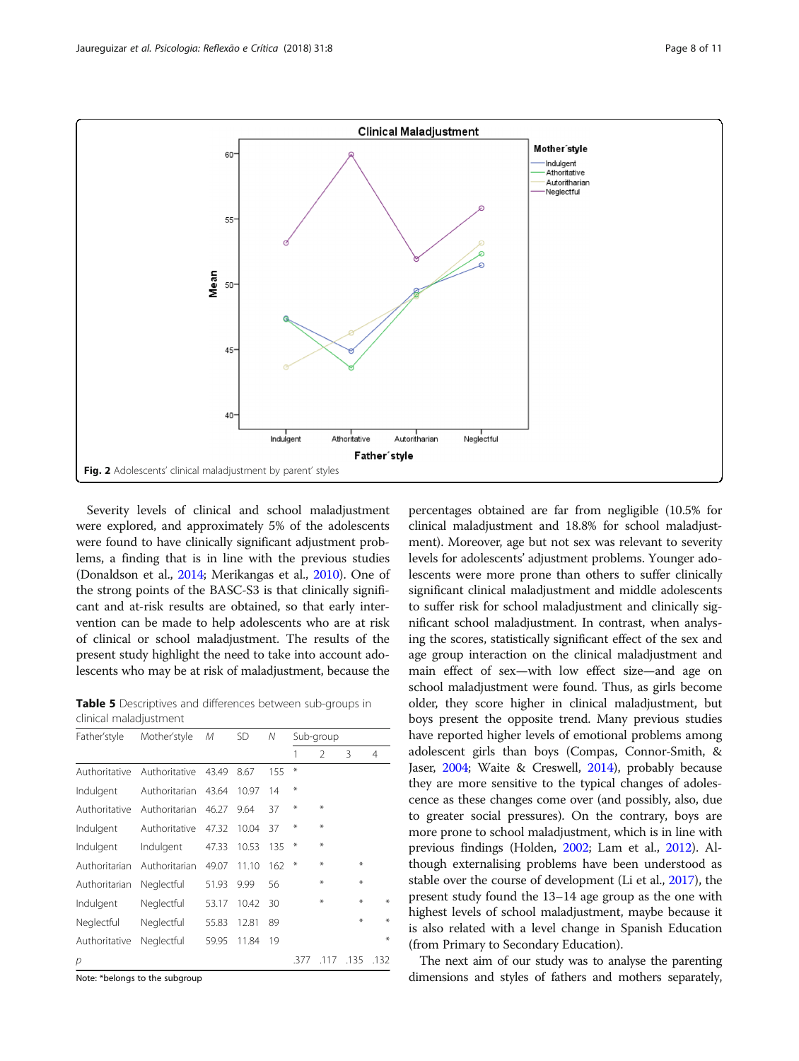Fig. 2 Adolescents' clinical maladjustment by parent' styles

Severity levels of clinical and school maladjustment were explored, and approximately 5% of the adolescents were found to have clinically significant adjustment problems, a finding that is in line with the previous studies (Donaldson et al., 2014; Merikangas et al., 2010). One of the strong points of the BASC-S3 is that clinically significant and at-risk results are obtained, so that early intervention can be made to help adolescents who are at risk of clinical or school maladjustment. The results of the present study highlight the need to take into account adolescents who may be at risk of maladjustment, because the percentages obtained are far from negligible (10.5% for clinical maladjustment and 18.8% for school maladjustment). Moreover, age but not sex was relevant to severity levels for adolescents' adjustment problems. Younger adolescents were more prone than others to suffer clinically significant clinical maladjustment and middle adolescents to suffer risk for school maladjustment and clinically significant school maladjustment. In contrast, when analysing the scores, statistically significant effect of the sex and age group interaction on the clinical maladjustment and main effect of sex—with low effect size—and age on school maladjustment were found. Thus, as girls become older, they score higher in clinical maladjustment, but boys present the opposite trend. Many previous studies have reported higher levels of emotional problems among adolescent girls than boys (Compas, Connor-Smith, & Jaser, 2004; Waite & Creswell, 2014), probably because they are more sensitive to the typical changes of adolescence as these changes come over (and possibly, also, due to greater social pressures). On the contrary, boys are more prone to school maladjustment, which is in line with previous findings (Holden, 2002; Lam et al., 2012). Although externalising problems have been understood as stable over the course of development (Li et al., 2017), the present study found the 13–14 age group as the one with highest levels of school maladjustment, maybe because it is also related with a level change in Spanish Education (from Primary to Secondary Education).

**Table 5** Descriptives and differences between sub-groups in clinical maladjustment

| Father'style | Mother'style | *M* | SD | *N* | Sub-group | | | |
|---|---|---|---|---|---|---|---|---|
| | | | | | 1 | 2 | 3 | 4 |
| Authoritative | Authoritative | 43.49 | 8.67 | 155 | * | | | |
| Indulgent | Authoritarian | 43.64 | 10.97 | 14 | * | | | |
| Authoritative | Authoritarian | 46.27 | 9.64 | 37 | * | * | | |
| Indulgent | Authoritative | 47.32 | 10.04 | 37 | * | * | | |
| Indulgent | Indulgent | 47.33 | 10.53 | 135 | * | * | | |
| Authoritarian | Authoritarian | 49.07 | 11.10 | 162 | * | * | * | |
| Authoritarian | Neglectful | 51.93 | 9.99 | 56 | | * | * | |
| Indulgent | Neglectful | 53.17 | 10.42 | 30 | | * | * | * |
| Neglectful | Neglectful | 55.83 | 12.81 | 89 | | | * | * |
| Authoritative | Neglectful | 59.95 | 11.84 | 19 | | | | * |
| *p* | | | | | .377 | .117 | .135 | .132 |

Note: *belongs to the subgroup

The next aim of our study was to analyse the parenting dimensions and styles of fathers and mothers separately,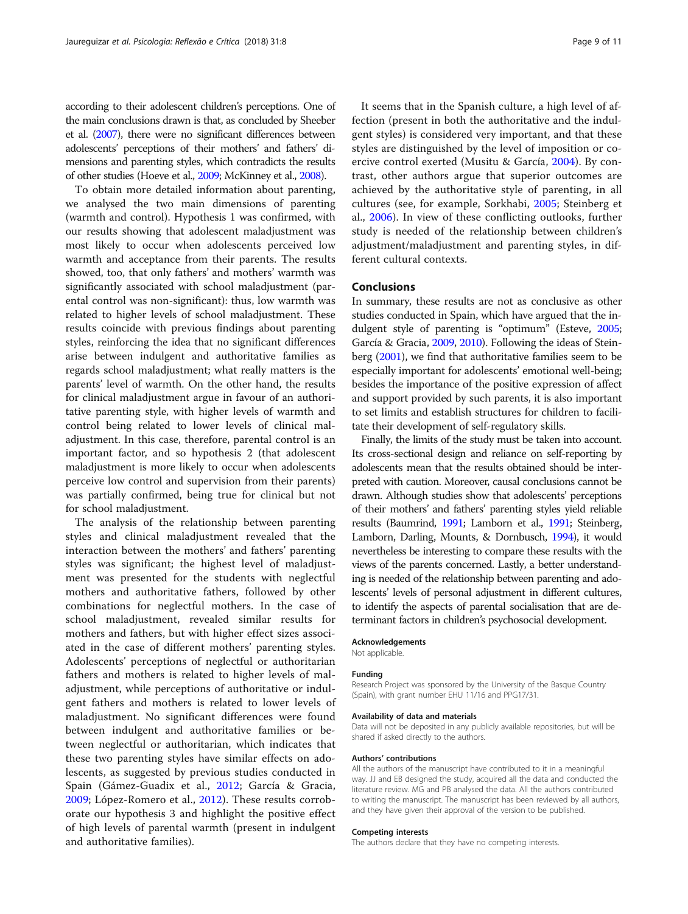according to their adolescent children's perceptions. One of the main conclusions drawn is that, as concluded by Sheeber et al. (2007), there were no significant differences between adolescents' perceptions of their mothers' and fathers' dimensions and parenting styles, which contradicts the results of other studies (Hoeve et al., 2009; McKinney et al., 2008).

To obtain more detailed information about parenting, we analysed the two main dimensions of parenting (warmth and control). Hypothesis 1 was confirmed, with our results showing that adolescent maladjustment was most likely to occur when adolescents perceived low warmth and acceptance from their parents. The results showed, too, that only fathers' and mothers' warmth was significantly associated with school maladjustment (parental control was non-significant): thus, low warmth was related to higher levels of school maladjustment. These results coincide with previous findings about parenting styles, reinforcing the idea that no significant differences arise between indulgent and authoritative families as regards school maladjustment; what really matters is the parents' level of warmth. On the other hand, the results for clinical maladjustment argue in favour of an authoritative parenting style, with higher levels of warmth and control being related to lower levels of clinical maladjustment. In this case, therefore, parental control is an important factor, and so hypothesis 2 (that adolescent maladjustment is more likely to occur when adolescents perceive low control and supervision from their parents) was partially confirmed, being true for clinical but not for school maladjustment.

The analysis of the relationship between parenting styles and clinical maladjustment revealed that the interaction between the mothers' and fathers' parenting styles was significant; the highest level of maladjustment was presented for the students with neglectful mothers and authoritative fathers, followed by other combinations for neglectful mothers. In the case of school maladjustment, revealed similar results for mothers and fathers, but with higher effect sizes associated in the case of different mothers' parenting styles. Adolescents' perceptions of neglectful or authoritarian fathers and mothers is related to higher levels of maladjustment, while perceptions of authoritative or indulgent fathers and mothers is related to lower levels of maladjustment. No significant differences were found between indulgent and authoritative families or between neglectful or authoritarian, which indicates that these two parenting styles have similar effects on adolescents, as suggested by previous studies conducted in Spain (Gámez-Guadix et al., 2012; García & Gracia, 2009; López-Romero et al., 2012). These results corroborate our hypothesis 3 and highlight the positive effect of high levels of parental warmth (present in indulgent and authoritative families).

It seems that in the Spanish culture, a high level of affection (present in both the authoritative and the indulgent styles) is considered very important, and that these styles are distinguished by the level of imposition or coercive control exerted (Musitu & García, 2004). By contrast, other authors argue that superior outcomes are achieved by the authoritative style of parenting, in all cultures (see, for example, Sorkhabi, 2005; Steinberg et al., 2006). In view of these conflicting outlooks, further study is needed of the relationship between children's adjustment/maladjustment and parenting styles, in different cultural contexts.

## Conclusions

In summary, these results are not as conclusive as other studies conducted in Spain, which have argued that the indulgent style of parenting is "optimum" (Esteve, 2005; García & Gracia, 2009, 2010). Following the ideas of Steinberg (2001), we find that authoritative families seem to be especially important for adolescents' emotional well-being; besides the importance of the positive expression of affect and support provided by such parents, it is also important to set limits and establish structures for children to facilitate their development of self-regulatory skills.

Finally, the limits of the study must be taken into account. Its cross-sectional design and reliance on self-reporting by adolescents mean that the results obtained should be interpreted with caution. Moreover, causal conclusions cannot be drawn. Although studies show that adolescents' perceptions of their mothers' and fathers' parenting styles yield reliable results (Baumrind, 1991; Lamborn et al., 1991; Steinberg, Lamborn, Darling, Mounts, & Dornbusch, 1994), it would nevertheless be interesting to compare these results with the views of the parents concerned. Lastly, a better understanding is needed of the relationship between parenting and adolescents' levels of personal adjustment in different cultures, to identify the aspects of parental socialisation that are determinant factors in children's psychosocial development.

#### Acknowledgements

Not applicable.

#### Funding

Research Project was sponsored by the University of the Basque Country (Spain), with grant number EHU 11/16 and PPG17/31.

#### Availability of data and materials

Data will not be deposited in any publicly available repositories, but will be shared if asked directly to the authors.

#### Authors' contributions

All the authors of the manuscript have contributed to it in a meaningful way. JJ and EB designed the study, acquired all the data and conducted the literature review. MG and PB analysed the data. All the authors contributed to writing the manuscript. The manuscript has been reviewed by all authors, and they have given their approval of the version to be published.

#### Competing interests

The authors declare that they have no competing interests.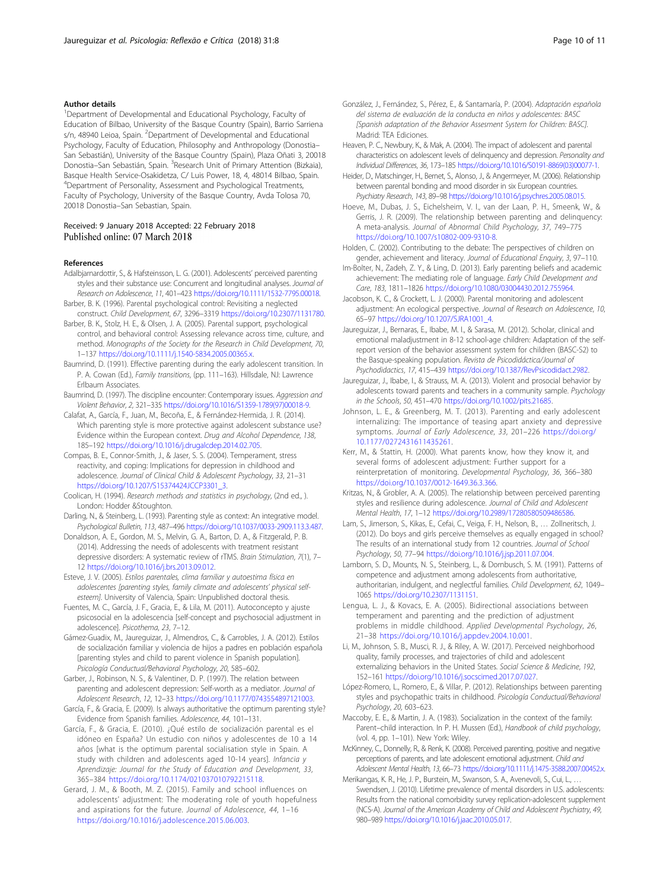### Author details

[1]Department of Developmental and Educational Psychology, Faculty of Education of Bilbao, University of the Basque Country (Spain), Barrio Sarriena s/n, 48940 Leioa, Spain. [2]Department of Developmental and Educational Psychology, Faculty of Education, Philosophy and Anthropology (Donostia–San Sebastián), University of the Basque Country (Spain), Plaza Oñati 3, 20018 Donostia–San Sebastián, Spain. [3]Research Unit of Primary Attention (Bizkaia), Basque Health Service-Osakidetza, C/ Luis Power, 18, 4, 48014 Bilbao, Spain. [4]Department of Personality, Assessment and Psychological Treatments, Faculty of Psychology, University of the Basque Country, Avda Tolosa 70, 20018 Donostia–San Sebastian, Spain.

Received: 9 January 2018 Accepted: 22 February 2018
Published online: 07 March 2018

### References

Adalbjarnardottir, S., & Hafsteinsson, L. G. (2001). Adolescents' perceived parenting styles and their substance use: Concurrent and longitudinal analyses. *Journal of Research on Adolescence*, *11*, 401–423 https://doi.org/10.1111/1532-7795.00018.

Barber, B. K. (1996). Parental psychological control: Revisiting a neglected construct. *Child Development*, *67*, 3296–3319 https://doi.org/10.2307/1131780.

Barber, B. K., Stolz, H. E., & Olsen, J. A. (2005). Parental support, psychological control, and behavioral control: Assessing relevance across time, culture, and method. *Monographs of the Society for the Research in Child Development*, *70*, 1–137 https://doi.org/10.1111/j.1540-5834.2005.00365.x.

Baumrind, D. (1991). Effective parenting during the early adolescent transition. In P. A. Cowan (Ed.), *Family transitions*, (pp. 111–163). Hillsdale, NJ: Lawrence Erlbaum Associates.

Baumrind, D. (1997). The discipline encounter: Contemporary issues. *Aggression and Violent Behavior*, *2*, 321–335 https://doi.org/10.1016/S1359-1789(97)00018-9.

Calafat, A., García, F., Juan, M., Becoña, E., & Fernández-Hermida, J. R. (2014). Which parenting style is more protective against adolescent substance use? Evidence within the European context. *Drug and Alcohol Dependence*, *138*, 185–192 https://doi.org/10.1016/j.drugalcdep.2014.02.705.

Compas, B. E., Connor-Smith, J., & Jaser, S. S. (2004). Temperament, stress reactivity, and coping: Implications for depression in childhood and adolescence. *Journal of Clinical Child & Adolescent Psychology*, *33*, 21–31 https://doi.org/10.1207/S15374424JCCP3301_3.

Coolican, H. (1994). *Research methods and statistics in psychology*, (2nd ed., ). London: Hodder &Stoughton.

Darling, N., & Steinberg, L. (1993). Parenting style as context: An integrative model. *Psychological Bulletin*, *113*, 487–496 https://doi.org/10.1037/0033-2909.113.3.487.

Donaldson, A. E., Gordon, M. S., Melvin, G. A., Barton, D. A., & Fitzgerald, P. B. (2014). Addressing the needs of adolescents with treatment resistant depressive disorders: A systematic review of rTMS. *Brain Stimulation*, *7*(1), 7–12 https://doi.org/10.1016/j.brs.2013.09.012.

Esteve, J. V. (2005). *Estilos parentales, clima familiar y autoestima física en adolescentes [parenting styles, family climate and adolescents' physical self-esteem]*. University of Valencia, Spain: Unpublished doctoral thesis.

Fuentes, M. C., García, J. F., Gracia, E., & Lila, M. (2011). Autoconcepto y ajuste psicosocial en la adolescencia [self-concept and psychosocial adjustment in adolescence]. *Psicothema*, *23*, 7–12.

Gámez-Guadix, M., Jaureguizar, J., Almendros, C., & Carrobles, J. A. (2012). Estilos de socialización familiar y violencia de hijos a padres en población española [parenting styles and child to parent violence in Spanish population]. *Psicología Conductual/Behavioral Psychology*, *20*, 585–602.

Garber, J., Robinson, N. S., & Valentiner, D. P. (1997). The relation between parenting and adolescent depression: Self-worth as a mediator. *Journal of Adolescent Research*, *12*, 12–33 https://doi.org/10.1177/0743554897121003.

García, F., & Gracia, E. (2009). Is always authoritative the optimum parenting style? Evidence from Spanish families. *Adolescence*, *44*, 101–131.

García, F., & Gracia, E. (2010). ¿Qué estilo de socialización parental es el idóneo en España? Un estudio con niños y adolescentes de 10 a 14 años [what is the optimum parental socialisation style in Spain. A study with children and adolescents aged 10-14 years]. *Infancia y Aprendizaje: Journal for the Study of Education and Development*, *33*, 365–384 https://doi.org/10.1174/021037010792215118.

Gerard, J. M., & Booth, M. Z. (2015). Family and school influences on adolescents' adjustment: The moderating role of youth hopefulness and aspirations for the future. *Journal of Adolescence*, *44*, 1–16 https://doi.org/10.1016/j.adolescence.2015.06.003.

González, J., Fernández, S., Pérez, E., & Santamaría, P. (2004). *Adaptación española del sistema de evaluación de la conducta en niños y adolescentes: BASC [Spanish adaptation of the Behavior Assesment System for Children: BASC]*. Madrid: TEA Ediciones.

Heaven, P. C., Newbury, K., & Mak, A. (2004). The impact of adolescent and parental characteristics on adolescent levels of delinquency and depression. *Personality and Individual Differences*, *36*, 173–185 https://doi.org/10.1016/S0191-8869(03)00077-1.

Heider, D., Matschinger, H., Bernet, S., Alonso, J., & Angermeyer, M. (2006). Relationship between parental bonding and mood disorder in six European countries. *Psychiatry Research*, *143*, 89–98 https://doi.org/10.1016/j.psychres.2005.08.015.

Hoeve, M., Dubas, J. S., Eichelsheim, V. I., van der Laan, P. H., Smeenk, W., & Gerris, J. R. (2009). The relationship between parenting and delinquency: A meta-analysis. *Journal of Abnormal Child Psychology*, *37*, 749–775 https://doi.org/10.1007/s10802-009-9310-8.

Holden, C. (2002). Contributing to the debate: The perspectives of children on gender, achievement and literacy. *Journal of Educational Enquiry*, *3*, 97–110.

Im-Bolter, N., Zadeh, Z. Y., & Ling, D. (2013). Early parenting beliefs and academic achievement: The mediating role of language. *Early Child Development and Care*, *183*, 1811–1826 https://doi.org/10.1080/03004430.2012.755964.

Jacobson, K. C., & Crockett, L. J. (2000). Parental monitoring and adolescent adjustment: An ecological perspective. *Journal of Research on Adolescence*, *10*, 65–97 https://doi.org/10.1207/SJRA1001_4.

Jaureguizar, J., Bernaras, E., Ibabe, M. I., & Sarasa, M. (2012). Scholar, clinical and emotional maladjustment in 8-12 school-age children: Adaptation of the self-report version of the behavior assessment system for children (BASC-S2) to the Basque-speaking population. *Revista de Psicodidáctica/Journal of Psychodidactics*, *17*, 415–439 https://doi.org/10.1387/RevPsicodidact.2982.

Jaureguizar, J., Ibabe, I., & Strauss, M. A. (2013). Violent and prosocial behavior by adolescents toward parents and teachers in a community sample. *Psychology in the Schools*, *50*, 451–470 https://doi.org/10.1002/pits.21685.

Johnson, L. E., & Greenberg, M. T. (2013). Parenting and early adolescent internalizing: The importance of teasing apart anxiety and depressive symptoms. *Journal of Early Adolescence*, *33*, 201–226 https://doi.org/10.1177/0272431611435261.

Kerr, M., & Stattin, H. (2000). What parents know, how they know it, and several forms of adolescent adjustment: Further support for a reinterpretation of monitoring. *Developmental Psychology*, *36*, 366–380 https://doi.org/10.1037/0012-1649.36.3.366.

Kritzas, N., & Grobler, A. A. (2005). The relationship between perceived parenting styles and resilience during adolescence. *Journal of Child and Adolescent Mental Health*, *17*, 1–12 https://doi.org/10.2989/17280580509486586.

Lam, S., Jimerson, S., Kikas, E., Cefai, C., Veiga, F. H., Nelson, B., … Zollneritsch, J. (2012). Do boys and girls perceive themselves as equally engaged in school? The results of an international study from 12 countries. *Journal of School Psychology*, *50*, 77–94 https://doi.org/10.1016/j.jsp.2011.07.004.

Lamborn, S. D., Mounts, N. S., Steinberg, L., & Dornbusch, S. M. (1991). Patterns of competence and adjustment among adolescents from authoritative, authoritarian, indulgent, and neglectful families. *Child Development*, *62*, 1049–1065 https://doi.org/10.2307/1131151.

Lengua, L. J., & Kovacs, E. A. (2005). Bidirectional associations between temperament and parenting and the prediction of adjustment problems in middle childhood. *Applied Developmental Psychology*, *26*, 21–38 https://doi.org/10.1016/j.appdev.2004.10.001.

Li, M., Johnson, S. B., Musci, R. J., & Riley, A. W. (2017). Perceived neighborhood quality, family processes, and trajectories of child and adolescent externalizing behaviors in the United States. *Social Science & Medicine*, *192*, 152–161 https://doi.org/10.1016/j.socscimed.2017.07.027.

López-Romero, L., Romero, E., & Villar, P. (2012). Relationships between parenting styles and psychopathic traits in childhood. *Psicología Conductual/Behavioral Psychology*, *20*, 603–623.

Maccoby, E. E., & Martin, J. A. (1983). Socialization in the context of the family: Parent–child interaction. In P. H. Mussen (Ed.), *Handbook of child psychology*, (vol. 4, pp. 1–101). New York: Wiley.

McKinney, C., Donnelly, R., & Renk, K. (2008). Perceived parenting, positive and negative perceptions of parents, and late adolescent emotional adjustment. *Child and Adolescent Mental Health*, *13*, 66–73 https://doi.org/10.1111/j.1475-3588.2007.00452.x.

Merikangas, K. R., He, J. P., Burstein, M., Swanson, S. A., Avenevoli, S., Cui, L., … Swendsen, J. (2010). Lifetime prevalence of mental disorders in U.S. adolescents: Results from the national comorbidity survey replication-adolescent supplement (NCS-A). *Journal of the American Academy of Child and Adolescent Psychiatry*, *49*, 980–989 https://doi.org/10.1016/j.jaac.2010.05.017.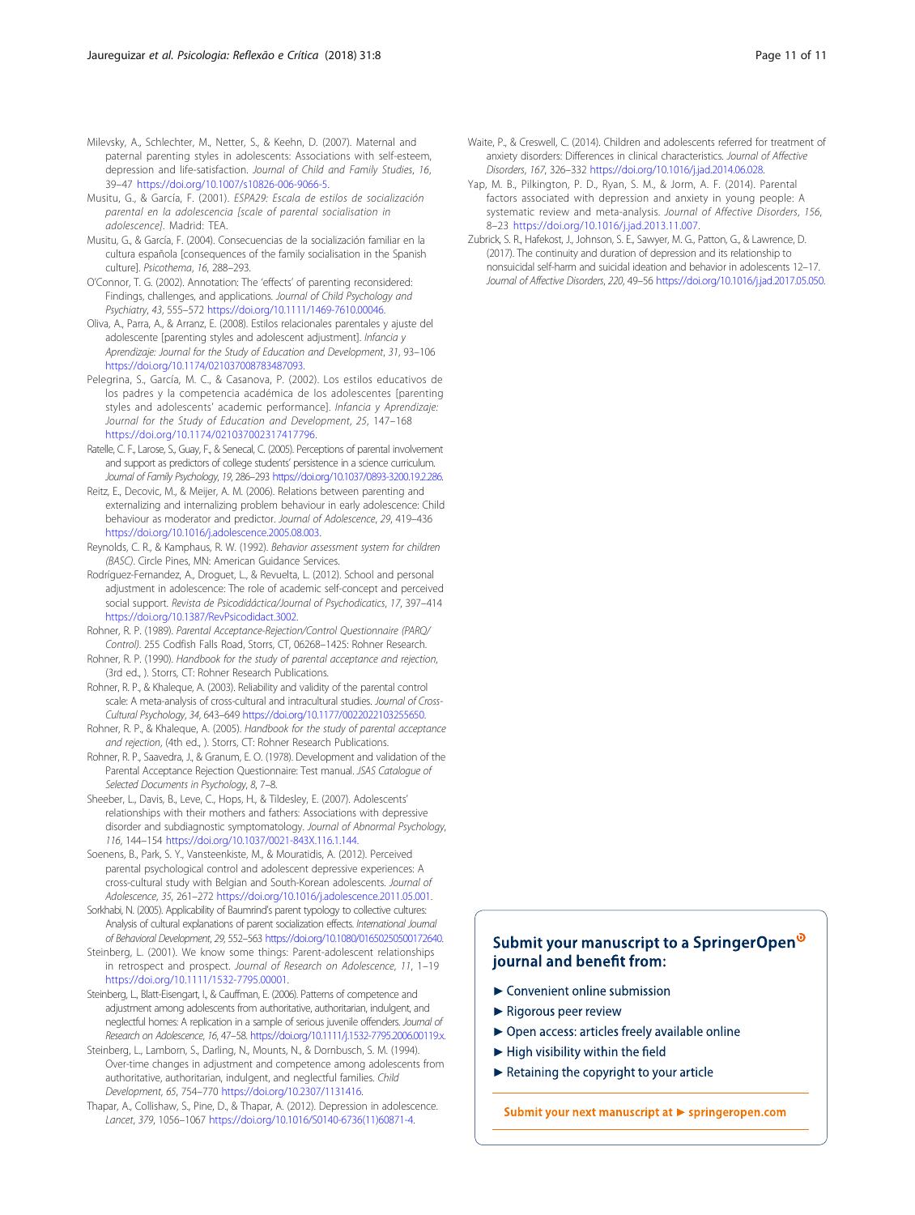Milevsky, A., Schlechter, M., Netter, S., & Keehn, D. (2007). Maternal and paternal parenting styles in adolescents: Associations with self-esteem, depression and life-satisfaction. *Journal of Child and Family Studies*, *16*, 39–47 https://doi.org/10.1007/s10826-006-9066-5.

Musitu, G., & García, F. (2001). *ESPA29: Escala de estilos de socialización parental en la adolescencia [scale of parental socialisation in adolescence]*. Madrid: TEA.

Musitu, G., & García, F. (2004). Consecuencias de la socialización familiar en la cultura española [consequences of the family socialisation in the Spanish culture]. *Psicothema*, *16*, 288–293.

O'Connor, T. G. (2002). Annotation: The 'effects' of parenting reconsidered: Findings, challenges, and applications. *Journal of Child Psychology and Psychiatry*, *43*, 555–572 https://doi.org/10.1111/1469-7610.00046.

Oliva, A., Parra, A., & Arranz, E. (2008). Estilos relacionales parentales y ajuste del adolescente [parenting styles and adolescent adjustment]. *Infancia y Aprendizaje: Journal for the Study of Education and Development*, *31*, 93–106 https://doi.org/10.1174/021037008783487093.

Pelegrina, S., García, M. C., & Casanova, P. (2002). Los estilos educativos de los padres y la competencia académica de los adolescentes [parenting styles and adolescents' academic performance]. *Infancia y Aprendizaje: Journal for the Study of Education and Development*, *25*, 147–168 https://doi.org/10.1174/021037002317417796.

Ratelle, C. F., Larose, S., Guay, F., & Senecal, C. (2005). Perceptions of parental involvement and support as predictors of college students' persistence in a science curriculum. *Journal of Family Psychology*, *19*, 286–293 https://doi.org/10.1037/0893-3200.19.2.286.

Reitz, E., Decovic, M., & Meijer, A. M. (2006). Relations between parenting and externalizing and internalizing problem behaviour in early adolescence: Child behaviour as moderator and predictor. *Journal of Adolescence*, *29*, 419–436 https://doi.org/10.1016/j.adolescence.2005.08.003.

Reynolds, C. R., & Kamphaus, R. W. (1992). *Behavior assessment system for children (BASC)*. Circle Pines, MN: American Guidance Services.

Rodríguez-Fernandez, A., Droguet, L., & Revuelta, L. (2012). School and personal adjustment in adolescence: The role of academic self-concept and perceived social support. *Revista de Psicodidáctica/Journal of Psychodicatics*, *17*, 397–414 https://doi.org/10.1387/RevPsicodidact.3002.

Rohner, R. P. (1989). *Parental Acceptance-Rejection/Control Questionnaire (PARQ/Control)*. 255 Codfish Falls Road, Storrs, CT, 06268–1425: Rohner Research.

Rohner, R. P. (1990). *Handbook for the study of parental acceptance and rejection*, (3rd ed., ). Storrs, CT: Rohner Research Publications.

Rohner, R. P., & Khaleque, A. (2003). Reliability and validity of the parental control scale: A meta-analysis of cross-cultural and intracultural studies. *Journal of Cross-Cultural Psychology*, *34*, 643–649 https://doi.org/10.1177/0022022103255650.

Rohner, R. P., & Khaleque, A. (2005). *Handbook for the study of parental acceptance and rejection*, (4th ed., ). Storrs, CT: Rohner Research Publications.

Rohner, R. P., Saavedra, J., & Granum, E. O. (1978). Development and validation of the Parental Acceptance Rejection Questionnaire: Test manual. *JSAS Catalogue of Selected Documents in Psychology*, *8*, 7–8.

Sheeber, L., Davis, B., Leve, C., Hops, H., & Tildesley, E. (2007). Adolescents' relationships with their mothers and fathers: Associations with depressive disorder and subdiagnostic symptomatology. *Journal of Abnormal Psychology*, *116*, 144–154 https://doi.org/10.1037/0021-843X.116.1.144.

Soenens, B., Park, S. Y., Vansteenkiste, M., & Mouratidis, A. (2012). Perceived parental psychological control and adolescent depressive experiences: A cross-cultural study with Belgian and South-Korean adolescents. *Journal of Adolescence*, *35*, 261–272 https://doi.org/10.1016/j.adolescence.2011.05.001.

Sorkhabi, N. (2005). Applicability of Baumrind's parent typology to collective cultures: Analysis of cultural explanations of parent socialization effects. *International Journal of Behavioral Development*, *29*, 552–563 https://doi.org/10.1080/01650250500172640.

Steinberg, L. (2001). We know some things: Parent-adolescent relationships in retrospect and prospect. *Journal of Research on Adolescence*, *11*, 1–19 https://doi.org/10.1111/1532-7795.00001.

Steinberg, L., Blatt-Eisengart, I., & Cauffman, E. (2006). Patterns of competence and adjustment among adolescents from authoritative, authoritarian, indulgent, and neglectful homes: A replication in a sample of serious juvenile offenders. *Journal of Research on Adolescence*, *16*, 47–58. https://doi.org/10.1111/j.1532-7795.2006.00119.x.

Steinberg, L., Lamborn, S., Darling, N., Mounts, N., & Dornbusch, S. M. (1994). Over-time changes in adjustment and competence among adolescents from authoritative, authoritarian, indulgent, and neglectful families. *Child Development*, *65*, 754–770 https://doi.org/10.2307/1131416.

Thapar, A., Collishaw, S., Pine, D., & Thapar, A. (2012). Depression in adolescence. *Lancet*, *379*, 1056–1067 https://doi.org/10.1016/S0140-6736(11)60871-4.

Waite, P., & Creswell, C. (2014). Children and adolescents referred for treatment of anxiety disorders: Differences in clinical characteristics. *Journal of Affective Disorders*, *167*, 326–332 https://doi.org/10.1016/j.jad.2014.06.028.

Yap, M. B., Pilkington, P. D., Ryan, S. M., & Jorm, A. F. (2014). Parental factors associated with depression and anxiety in young people: A systematic review and meta-analysis. *Journal of Affective Disorders*, *156*, 8–23 https://doi.org/10.1016/j.jad.2013.11.007.

Zubrick, S. R., Hafekost, J., Johnson, S. E., Sawyer, M. G., Patton, G., & Lawrence, D. (2017). The continuity and duration of depression and its relationship to nonsuicidal self-harm and suicidal ideation and behavior in adolescents 12–17. *Journal of Affective Disorders*, *220*, 49–56 https://doi.org/10.1016/j.jad.2017.05.050.

**Submit your manuscript to a SpringerOpen journal and benefit from:**

- ► Convenient online submission
- ► Rigorous peer review
- ► Open access: articles freely available online
- ► High visibility within the field
- ► Retaining the copyright to your article

**Submit your next manuscript at ► springeropen.com**